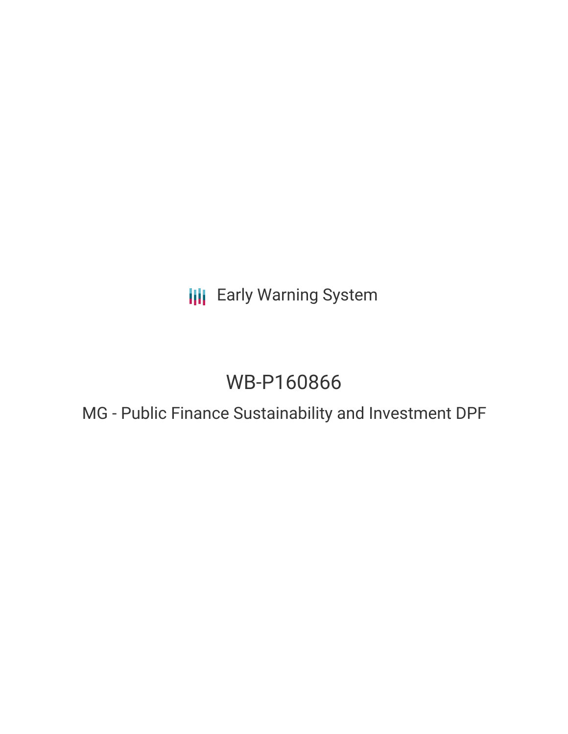Early Warning System

# WB-P160866

## MG - Public Finance Sustainability and Investment DPF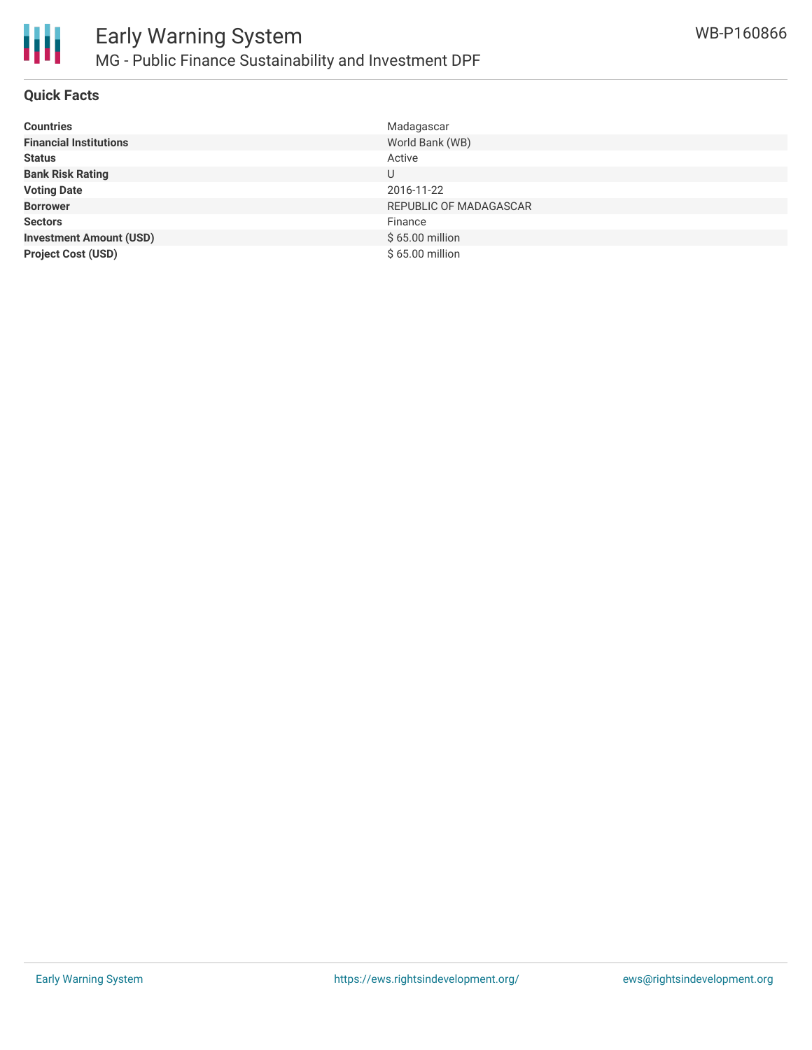## Quick Facts

| | |
|---|---|
| **Countries** | Madagascar |
| **Financial Institutions** | World Bank (WB) |
| **Status** | Active |
| **Bank Risk Rating** | U |
| **Voting Date** | 2016-11-22 |
| **Borrower** | REPUBLIC OF MADAGASCAR |
| **Sectors** | Finance |
| **Investment Amount (USD)** | $ 65.00 million |
| **Project Cost (USD)** | $ 65.00 million |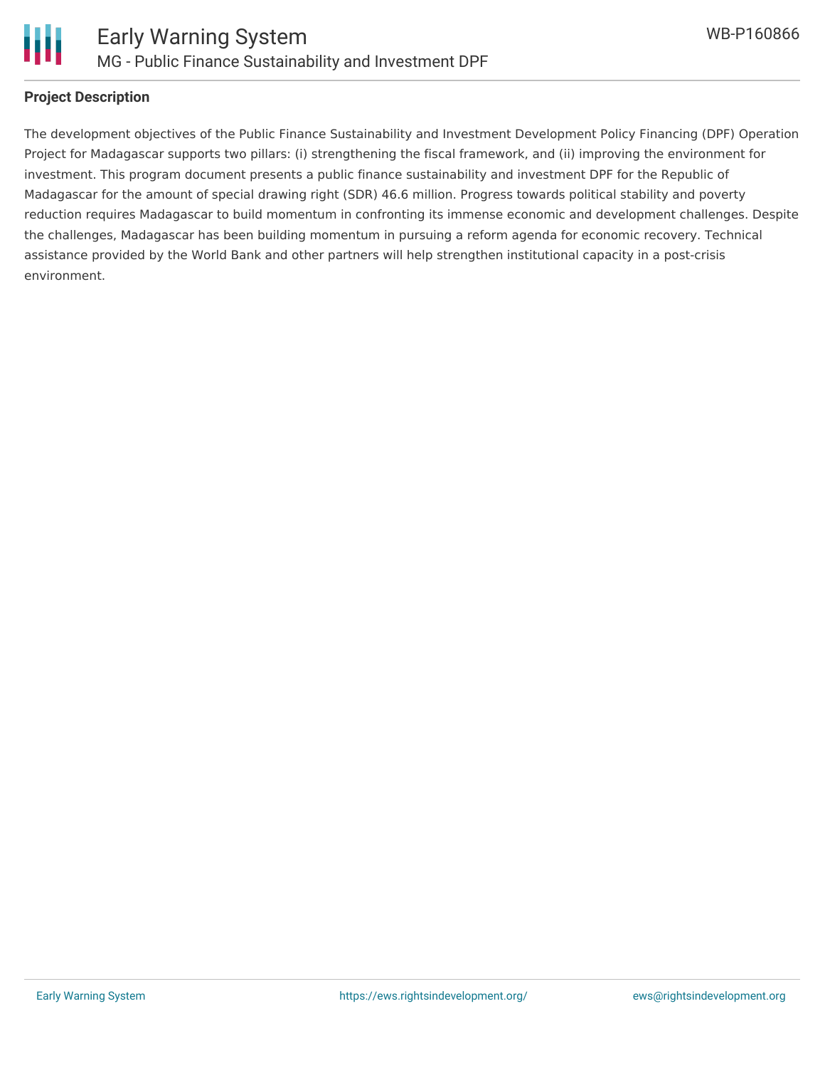## Project Description

The development objectives of the Public Finance Sustainability and Investment Development Policy Financing (DPF) Operation Project for Madagascar supports two pillars: (i) strengthening the fiscal framework, and (ii) improving the environment for investment. This program document presents a public finance sustainability and investment DPF for the Republic of Madagascar for the amount of special drawing right (SDR) 46.6 million. Progress towards political stability and poverty reduction requires Madagascar to build momentum in confronting its immense economic and development challenges. Despite the challenges, Madagascar has been building momentum in pursuing a reform agenda for economic recovery. Technical assistance provided by the World Bank and other partners will help strengthen institutional capacity in a post-crisis environment.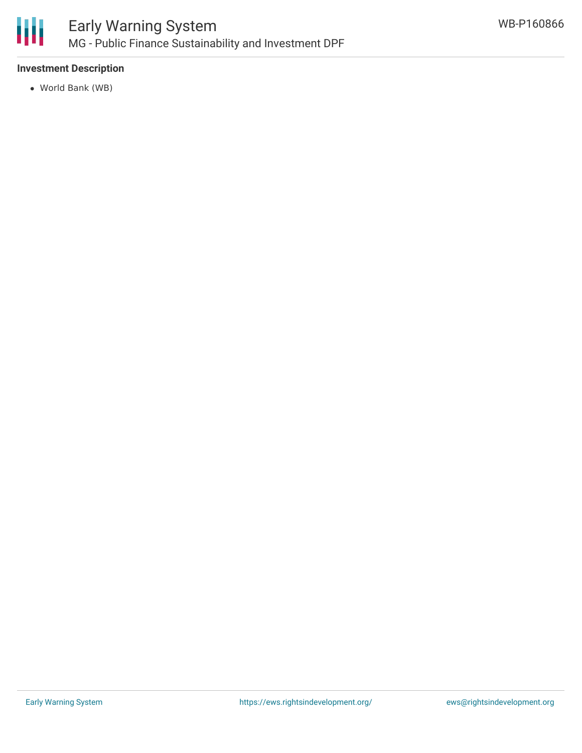### Investment Description

- World Bank (WB)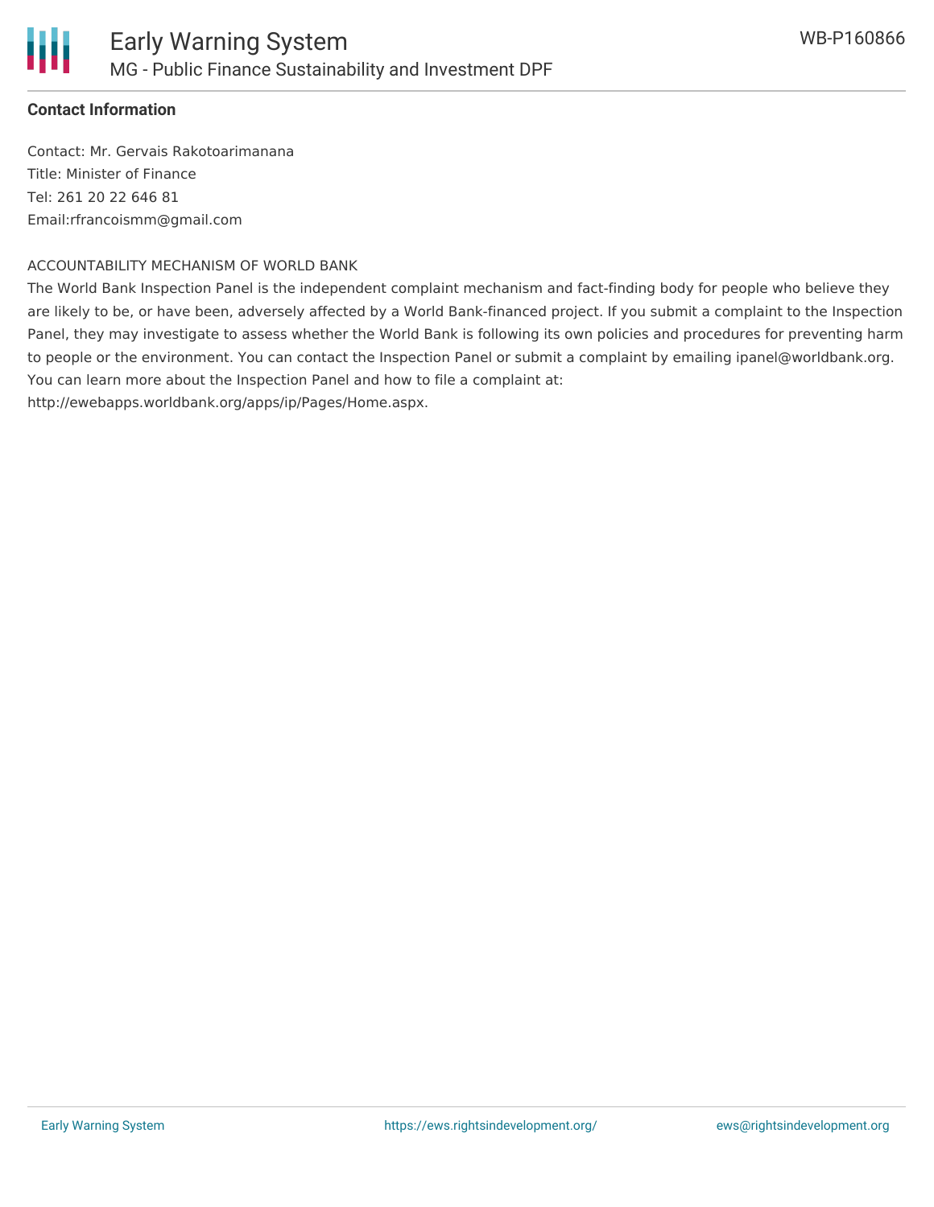**Contact Information**

Contact: Mr. Gervais Rakotoarimanana
Title: Minister of Finance
Tel: 261 20 22 646 81
Email:rfrancoismm@gmail.com

ACCOUNTABILITY MECHANISM OF WORLD BANK

The World Bank Inspection Panel is the independent complaint mechanism and fact-finding body for people who believe they are likely to be, or have been, adversely affected by a World Bank-financed project. If you submit a complaint to the Inspection Panel, they may investigate to assess whether the World Bank is following its own policies and procedures for preventing harm to people or the environment. You can contact the Inspection Panel or submit a complaint by emailing ipanel@worldbank.org. You can learn more about the Inspection Panel and how to file a complaint at: http://ewebapps.worldbank.org/apps/ip/Pages/Home.aspx.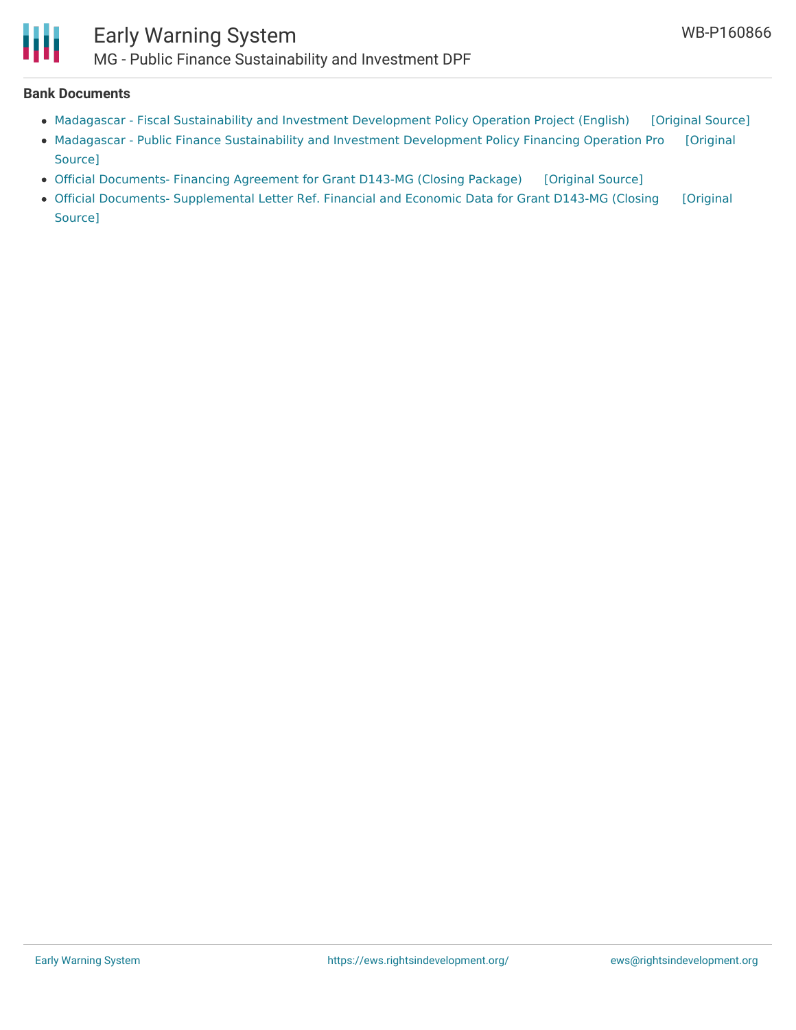## Bank Documents

- Madagascar - Fiscal Sustainability and Investment Development Policy Operation Project (English) [Original Source]
- Madagascar - Public Finance Sustainability and Investment Development Policy Financing Operation Pro [Original Source]
- Official Documents- Financing Agreement for Grant D143-MG (Closing Package) [Original Source]
- Official Documents- Supplemental Letter Ref. Financial and Economic Data for Grant D143-MG (Closing [Original Source]